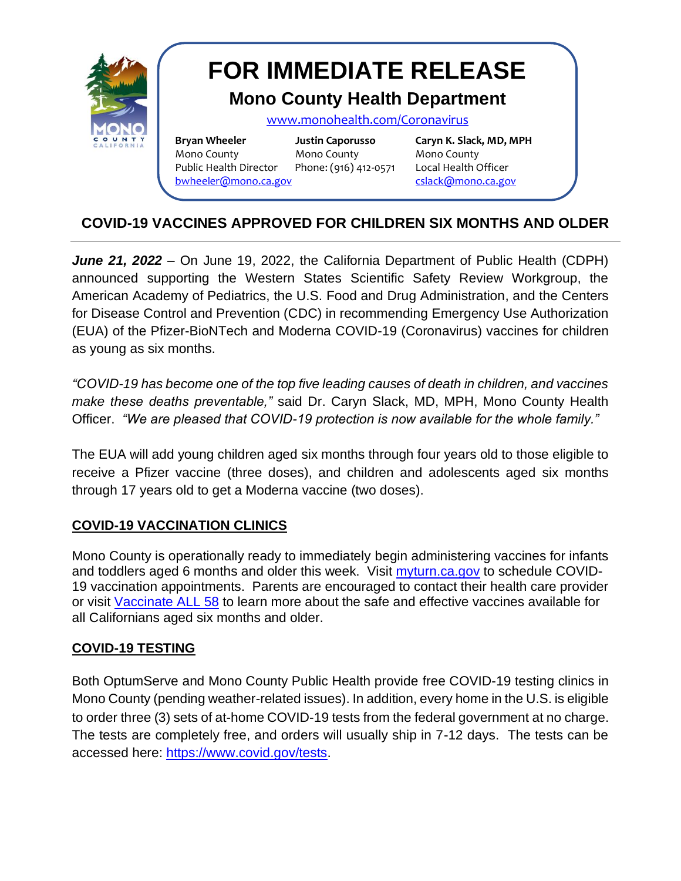# FOR IMMEDIATE RELEASE

## Mono County Health Department

www.monohealth.com/Coronavirus

| Bryan Wheeler | Justin Caporusso | Caryn K. Slack, MD, MPH |
|---|---|---|
| Mono County | Mono County | Mono County |
| Public Health Director | Phone: (916) 412-0571 | Local Health Officer |
| bwheeler@mono.ca.gov | | cslack@mono.ca.gov |

## COVID-19 VACCINES APPROVED FOR CHILDREN SIX MONTHS AND OLDER

***June 21, 2022*** – On June 19, 2022, the California Department of Public Health (CDPH) announced supporting the Western States Scientific Safety Review Workgroup, the American Academy of Pediatrics, the U.S. Food and Drug Administration, and the Centers for Disease Control and Prevention (CDC) in recommending Emergency Use Authorization (EUA) of the Pfizer-BioNTech and Moderna COVID-19 (Coronavirus) vaccines for children as young as six months.

*"COVID-19 has become one of the top five leading causes of death in children, and vaccines make these deaths preventable,"* said Dr. Caryn Slack, MD, MPH, Mono County Health Officer. *"We are pleased that COVID-19 protection is now available for the whole family."*

The EUA will add young children aged six months through four years old to those eligible to receive a Pfizer vaccine (three doses), and children and adolescents aged six months through 17 years old to get a Moderna vaccine (two doses).

### COVID-19 VACCINATION CLINICS

Mono County is operationally ready to immediately begin administering vaccines for infants and toddlers aged 6 months and older this week. Visit myturn.ca.gov to schedule COVID-19 vaccination appointments. Parents are encouraged to contact their health care provider or visit Vaccinate ALL 58 to learn more about the safe and effective vaccines available for all Californians aged six months and older.

### COVID-19 TESTING

Both OptumServe and Mono County Public Health provide free COVID-19 testing clinics in Mono County (pending weather-related issues). In addition, every home in the U.S. is eligible to order three (3) sets of at-home COVID-19 tests from the federal government at no charge. The tests are completely free, and orders will usually ship in 7-12 days. The tests can be accessed here: https://www.covid.gov/tests.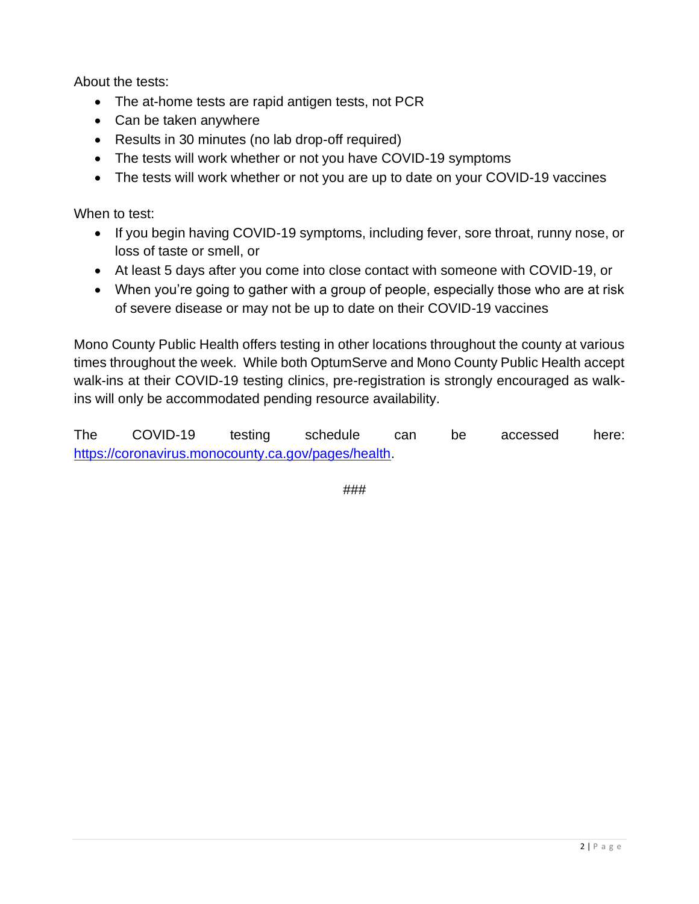About the tests:

- The at-home tests are rapid antigen tests, not PCR
- Can be taken anywhere
- Results in 30 minutes (no lab drop-off required)
- The tests will work whether or not you have COVID-19 symptoms
- The tests will work whether or not you are up to date on your COVID-19 vaccines

When to test:

- If you begin having COVID-19 symptoms, including fever, sore throat, runny nose, or loss of taste or smell, or
- At least 5 days after you come into close contact with someone with COVID-19, or
- When you're going to gather with a group of people, especially those who are at risk of severe disease or may not be up to date on their COVID-19 vaccines

Mono County Public Health offers testing in other locations throughout the county at various times throughout the week. While both OptumServe and Mono County Public Health accept walk-ins at their COVID-19 testing clinics, pre-registration is strongly encouraged as walk-ins will only be accommodated pending resource availability.

The COVID-19 testing schedule can be accessed here: https://coronavirus.monocounty.ca.gov/pages/health.

###